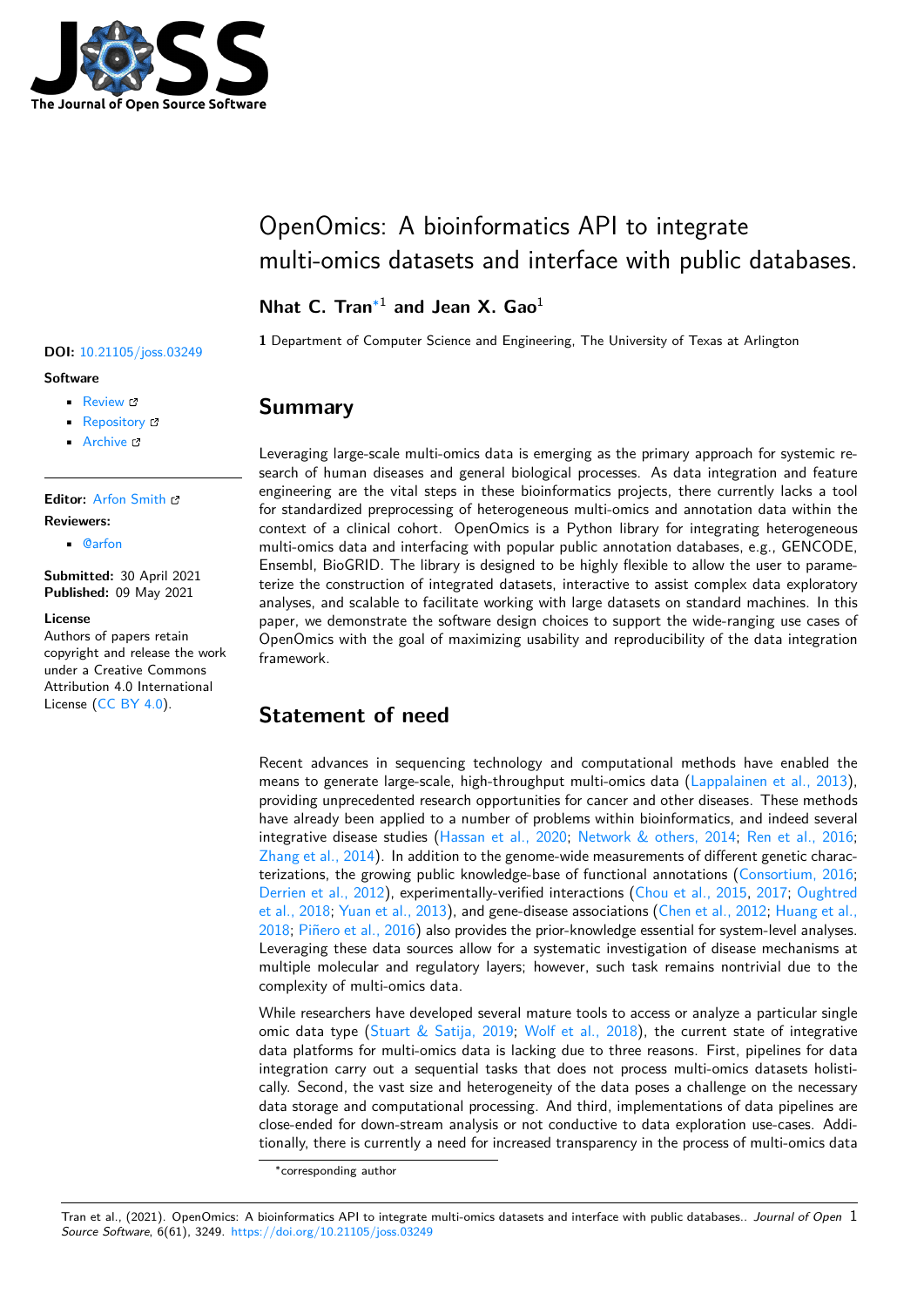# OpenOmics: A bioinformatics API to integrate multi-omics datasets and interface with public databases.

**Nhat C. Tran**[*1] **and Jean X. Gao**[1]

**1** Department of Computer Science and Engineering, The University of Texas at Arlington

**DOI:** 10.21105/joss.03249

**Software**

- Review
- Repository
- Archive

**Editor:** Arfon Smith

**Reviewers:**

- @arfon

**Submitted:** 30 April 2021
**Published:** 09 May 2021

**License**
Authors of papers retain copyright and release the work under a Creative Commons Attribution 4.0 International License (CC BY 4.0).

## Summary

Leveraging large-scale multi-omics data is emerging as the primary approach for systemic research of human diseases and general biological processes. As data integration and feature engineering are the vital steps in these bioinformatics projects, there currently lacks a tool for standardized preprocessing of heterogeneous multi-omics and annotation data within the context of a clinical cohort. OpenOmics is a Python library for integrating heterogeneous multi-omics data and interfacing with popular public annotation databases, e.g., GENCODE, Ensembl, BioGRID. The library is designed to be highly flexible to allow the user to parameterize the construction of integrated datasets, interactive to assist complex data exploratory analyses, and scalable to facilitate working with large datasets on standard machines. In this paper, we demonstrate the software design choices to support the wide-ranging use cases of OpenOmics with the goal of maximizing usability and reproducibility of the data integration framework.

## Statement of need

Recent advances in sequencing technology and computational methods have enabled the means to generate large-scale, high-throughput multi-omics data (Lappalainen et al., 2013), providing unprecedented research opportunities for cancer and other diseases. These methods have already been applied to a number of problems within bioinformatics, and indeed several integrative disease studies (Hassan et al., 2020; Network & others, 2014; Ren et al., 2016; Zhang et al., 2014). In addition to the genome-wide measurements of different genetic characterizations, the growing public knowledge-base of functional annotations (Consortium, 2016; Derrien et al., 2012), experimentally-verified interactions (Chou et al., 2015, 2017; Oughtred et al., 2018; Yuan et al., 2013), and gene-disease associations (Chen et al., 2012; Huang et al., 2018; Piñero et al., 2016) also provides the prior-knowledge essential for system-level analyses. Leveraging these data sources allow for a systematic investigation of disease mechanisms at multiple molecular and regulatory layers; however, such task remains nontrivial due to the complexity of multi-omics data.

While researchers have developed several mature tools to access or analyze a particular single omic data type (Stuart & Satija, 2019; Wolf et al., 2018), the current state of integrative data platforms for multi-omics data is lacking due to three reasons. First, pipelines for data integration carry out a sequential tasks that does not process multi-omics datasets holistically. Second, the vast size and heterogeneity of the data poses a challenge on the necessary data storage and computational processing. And third, implementations of data pipelines are close-ended for down-stream analysis or not conductive to data exploration use-cases. Additionally, there is currently a need for increased transparency in the process of multi-omics data

[*] corresponding author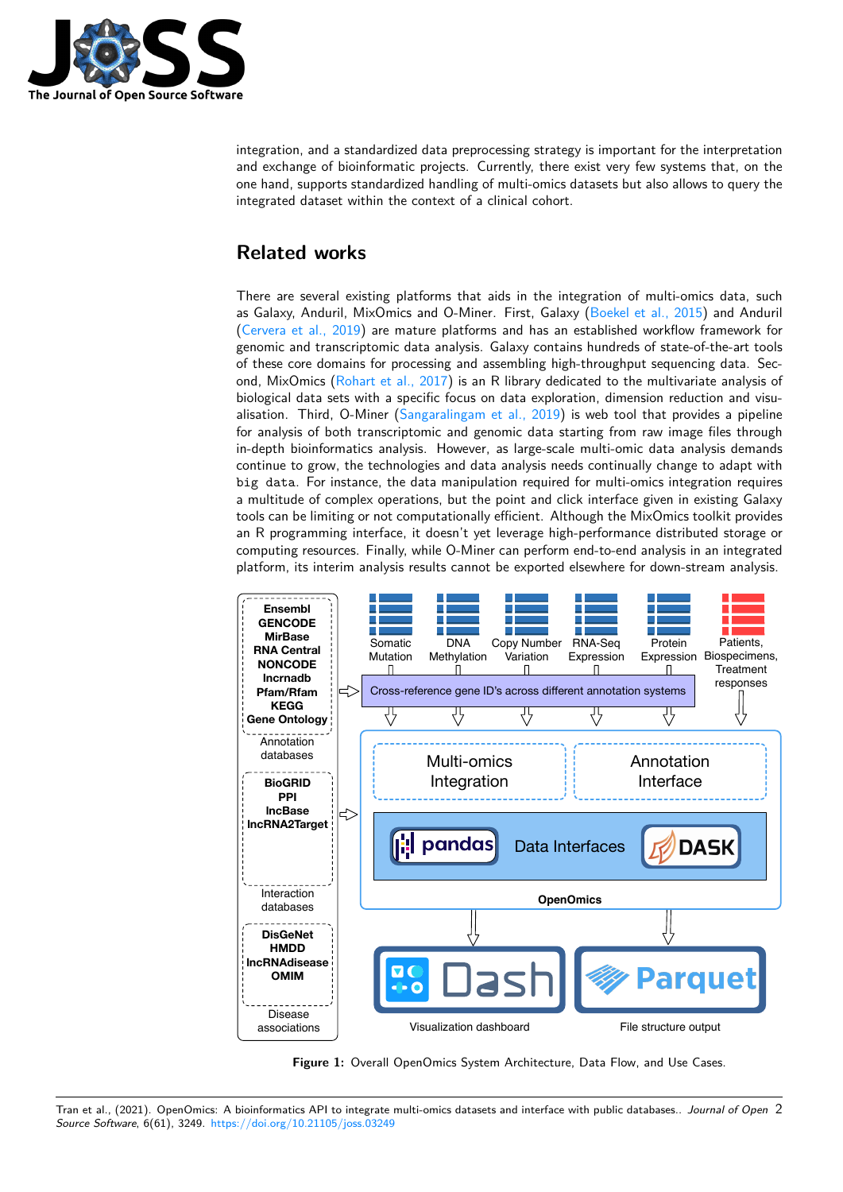integration, and a standardized data preprocessing strategy is important for the interpretation and exchange of bioinformatic projects. Currently, there exist very few systems that, on the one hand, supports standardized handling of multi-omics datasets but also allows to query the integrated dataset within the context of a clinical cohort.

## Related works

There are several existing platforms that aids in the integration of multi-omics data, such as Galaxy, Anduril, MixOmics and O-Miner. First, Galaxy (Boekel et al., 2015) and Anduril (Cervera et al., 2019) are mature platforms and has an established workflow framework for genomic and transcriptomic data analysis. Galaxy contains hundreds of state-of-the-art tools of these core domains for processing and assembling high-throughput sequencing data. Second, MixOmics (Rohart et al., 2017) is an R library dedicated to the multivariate analysis of biological data sets with a specific focus on data exploration, dimension reduction and visualisation. Third, O-Miner (Sangaralingam et al., 2019) is web tool that provides a pipeline for analysis of both transcriptomic and genomic data starting from raw image files through in-depth bioinformatics analysis. However, as large-scale multi-omic data analysis demands continue to grow, the technologies and data analysis needs continually change to adapt with `big data`. For instance, the data manipulation required for multi-omics integration requires a multitude of complex operations, but the point and click interface given in existing Galaxy tools can be limiting or not computationally efficient. Although the MixOmics toolkit provides an R programming interface, it doesn't yet leverage high-performance distributed storage or computing resources. Finally, while O-Miner can perform end-to-end analysis in an integrated platform, its interim analysis results cannot be exported elsewhere for down-stream analysis.

**Figure 1:** Overall OpenOmics System Architecture, Data Flow, and Use Cases.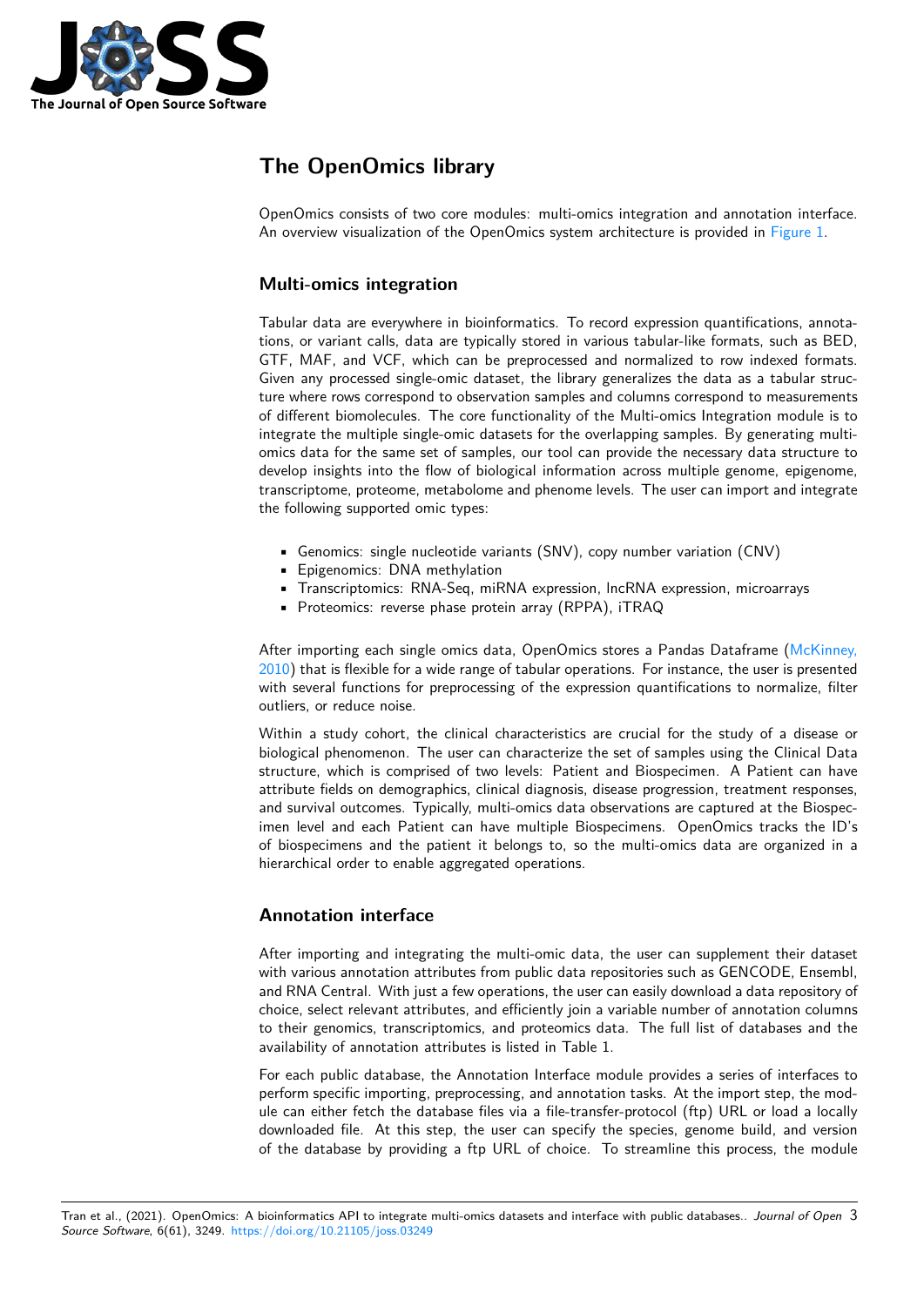# The OpenOmics library

OpenOmics consists of two core modules: multi-omics integration and annotation interface. An overview visualization of the OpenOmics system architecture is provided in Figure 1.

## Multi-omics integration

Tabular data are everywhere in bioinformatics. To record expression quantifications, annotations, or variant calls, data are typically stored in various tabular-like formats, such as BED, GTF, MAF, and VCF, which can be preprocessed and normalized to row indexed formats. Given any processed single-omic dataset, the library generalizes the data as a tabular structure where rows correspond to observation samples and columns correspond to measurements of different biomolecules. The core functionality of the Multi-omics Integration module is to integrate the multiple single-omic datasets for the overlapping samples. By generating multi-omics data for the same set of samples, our tool can provide the necessary data structure to develop insights into the flow of biological information across multiple genome, epigenome, transcriptome, proteome, metabolome and phenome levels. The user can import and integrate the following supported omic types:

- Genomics: single nucleotide variants (SNV), copy number variation (CNV)
- Epigenomics: DNA methylation
- Transcriptomics: RNA-Seq, miRNA expression, lncRNA expression, microarrays
- Proteomics: reverse phase protein array (RPPA), iTRAQ

After importing each single omics data, OpenOmics stores a Pandas Dataframe (McKinney, 2010) that is flexible for a wide range of tabular operations. For instance, the user is presented with several functions for preprocessing of the expression quantifications to normalize, filter outliers, or reduce noise.

Within a study cohort, the clinical characteristics are crucial for the study of a disease or biological phenomenon. The user can characterize the set of samples using the Clinical Data structure, which is comprised of two levels: Patient and Biospecimen. A Patient can have attribute fields on demographics, clinical diagnosis, disease progression, treatment responses, and survival outcomes. Typically, multi-omics data observations are captured at the Biospecimen level and each Patient can have multiple Biospecimens. OpenOmics tracks the ID's of biospecimens and the patient it belongs to, so the multi-omics data are organized in a hierarchical order to enable aggregated operations.

## Annotation interface

After importing and integrating the multi-omic data, the user can supplement their dataset with various annotation attributes from public data repositories such as GENCODE, Ensembl, and RNA Central. With just a few operations, the user can easily download a data repository of choice, select relevant attributes, and efficiently join a variable number of annotation columns to their genomics, transcriptomics, and proteomics data. The full list of databases and the availability of annotation attributes is listed in Table 1.

For each public database, the Annotation Interface module provides a series of interfaces to perform specific importing, preprocessing, and annotation tasks. At the import step, the module can either fetch the database files via a file-transfer-protocol (ftp) URL or load a locally downloaded file. At this step, the user can specify the species, genome build, and version of the database by providing a ftp URL of choice. To streamline this process, the module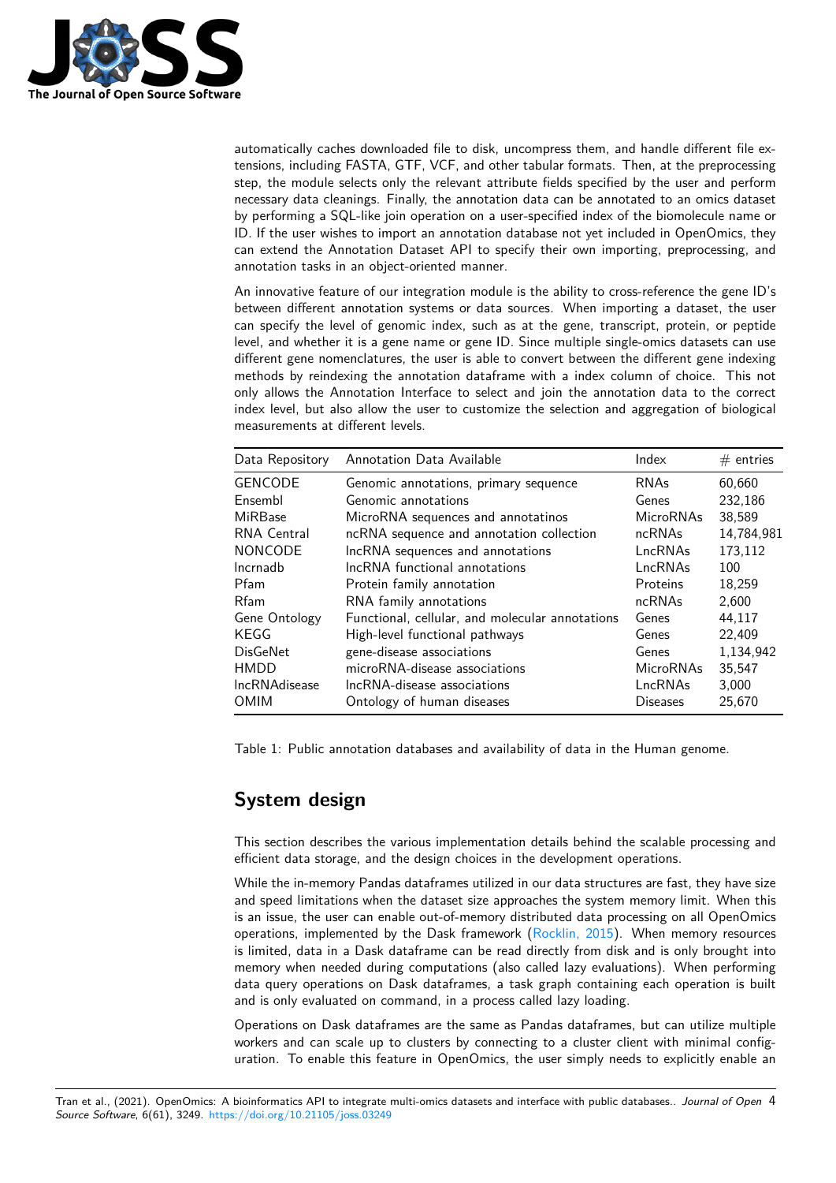automatically caches downloaded file to disk, uncompress them, and handle different file extensions, including FASTA, GTF, VCF, and other tabular formats. Then, at the preprocessing step, the module selects only the relevant attribute fields specified by the user and perform necessary data cleanings. Finally, the annotation data can be annotated to an omics dataset by performing a SQL-like join operation on a user-specified index of the biomolecule name or ID. If the user wishes to import an annotation database not yet included in OpenOmics, they can extend the Annotation Dataset API to specify their own importing, preprocessing, and annotation tasks in an object-oriented manner.

An innovative feature of our integration module is the ability to cross-reference the gene ID's between different annotation systems or data sources. When importing a dataset, the user can specify the level of genomic index, such as at the gene, transcript, protein, or peptide level, and whether it is a gene name or gene ID. Since multiple single-omics datasets can use different gene nomenclatures, the user is able to convert between the different gene indexing methods by reindexing the annotation dataframe with a index column of choice. This not only allows the Annotation Interface to select and join the annotation data to the correct index level, but also allow the user to customize the selection and aggregation of biological measurements at different levels.

| Data Repository | Annotation Data Available | Index | # entries |
|---|---|---|---|
| GENCODE | Genomic annotations, primary sequence | RNAs | 60,660 |
| Ensembl | Genomic annotations | Genes | 232,186 |
| MiRBase | MicroRNA sequences and annotatinos | MicroRNAs | 38,589 |
| RNA Central | ncRNA sequence and annotation collection | ncRNAs | 14,784,981 |
| NONCODE | lncRNA sequences and annotations | LncRNAs | 173,112 |
| lncrnadb | lncRNA functional annotations | LncRNAs | 100 |
| Pfam | Protein family annotation | Proteins | 18,259 |
| Rfam | RNA family annotations | ncRNAs | 2,600 |
| Gene Ontology | Functional, cellular, and molecular annotations | Genes | 44,117 |
| KEGG | High-level functional pathways | Genes | 22,409 |
| DisGeNet | gene-disease associations | Genes | 1,134,942 |
| HMDD | microRNA-disease associations | MicroRNAs | 35,547 |
| lncRNAdisease | lncRNA-disease associations | LncRNAs | 3,000 |
| OMIM | Ontology of human diseases | Diseases | 25,670 |

Table 1: Public annotation databases and availability of data in the Human genome.

## System design

This section describes the various implementation details behind the scalable processing and efficient data storage, and the design choices in the development operations.

While the in-memory Pandas dataframes utilized in our data structures are fast, they have size and speed limitations when the dataset size approaches the system memory limit. When this is an issue, the user can enable out-of-memory distributed data processing on all OpenOmics operations, implemented by the Dask framework (Rocklin, 2015). When memory resources is limited, data in a Dask dataframe can be read directly from disk and is only brought into memory when needed during computations (also called lazy evaluations). When performing data query operations on Dask dataframes, a task graph containing each operation is built and is only evaluated on command, in a process called lazy loading.

Operations on Dask dataframes are the same as Pandas dataframes, but can utilize multiple workers and can scale up to clusters by connecting to a cluster client with minimal configuration. To enable this feature in OpenOmics, the user simply needs to explicitly enable an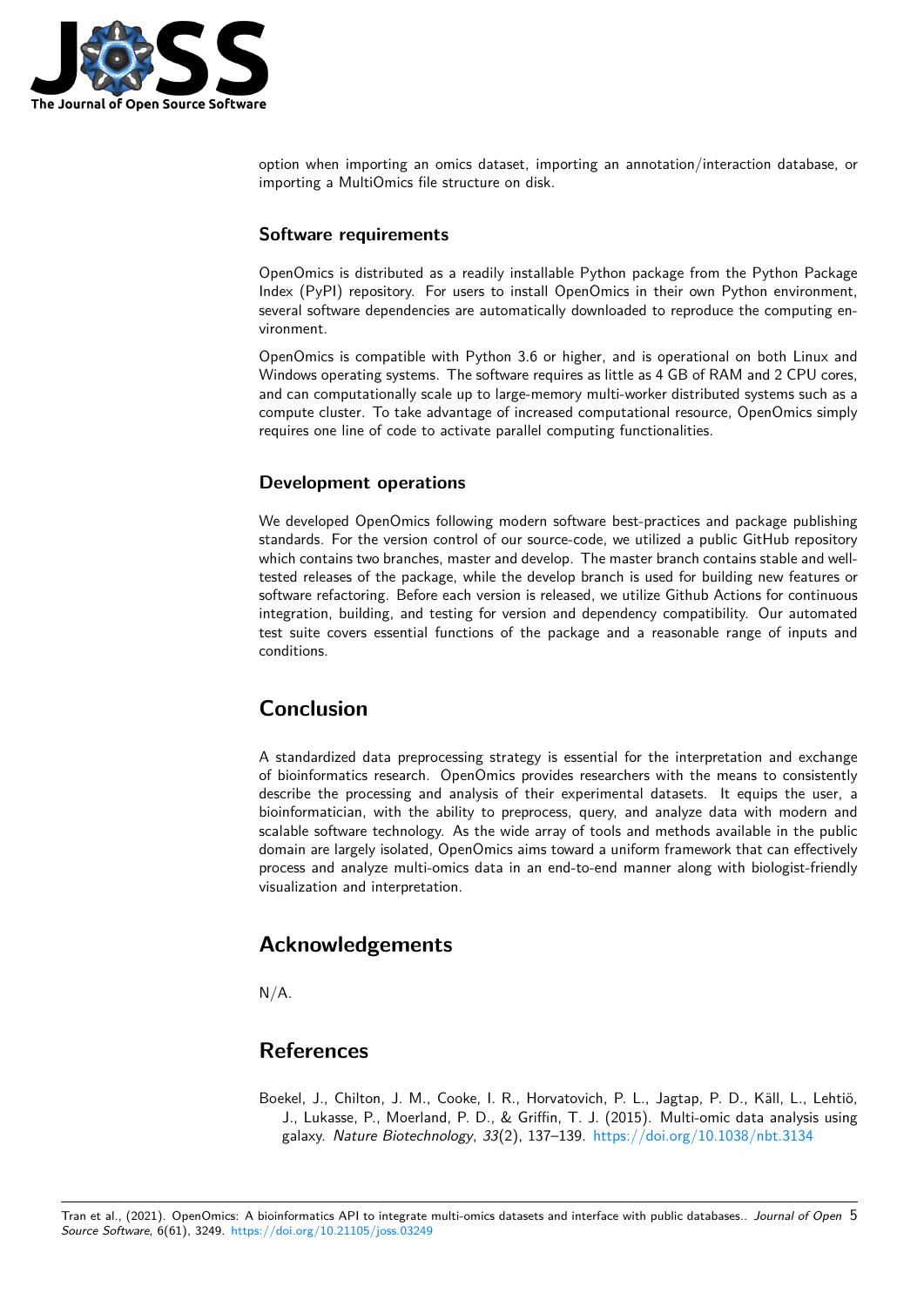option when importing an omics dataset, importing an annotation/interaction database, or importing a MultiOmics file structure on disk.

### Software requirements

OpenOmics is distributed as a readily installable Python package from the Python Package Index (PyPI) repository. For users to install OpenOmics in their own Python environment, several software dependencies are automatically downloaded to reproduce the computing environment.

OpenOmics is compatible with Python 3.6 or higher, and is operational on both Linux and Windows operating systems. The software requires as little as 4 GB of RAM and 2 CPU cores, and can computationally scale up to large-memory multi-worker distributed systems such as a compute cluster. To take advantage of increased computational resource, OpenOmics simply requires one line of code to activate parallel computing functionalities.

### Development operations

We developed OpenOmics following modern software best-practices and package publishing standards. For the version control of our source-code, we utilized a public GitHub repository which contains two branches, master and develop. The master branch contains stable and well-tested releases of the package, while the develop branch is used for building new features or software refactoring. Before each version is released, we utilize Github Actions for continuous integration, building, and testing for version and dependency compatibility. Our automated test suite covers essential functions of the package and a reasonable range of inputs and conditions.

## Conclusion

A standardized data preprocessing strategy is essential for the interpretation and exchange of bioinformatics research. OpenOmics provides researchers with the means to consistently describe the processing and analysis of their experimental datasets. It equips the user, a bioinformatician, with the ability to preprocess, query, and analyze data with modern and scalable software technology. As the wide array of tools and methods available in the public domain are largely isolated, OpenOmics aims toward a uniform framework that can effectively process and analyze multi-omics data in an end-to-end manner along with biologist-friendly visualization and interpretation.

## Acknowledgements

N/A.

## References

Boekel, J., Chilton, J. M., Cooke, I. R., Horvatovich, P. L., Jagtap, P. D., Käll, L., Lehtiö, J., Lukasse, P., Moerland, P. D., & Griffin, T. J. (2015). Multi-omic data analysis using galaxy. *Nature Biotechnology*, *33*(2), 137–139. https://doi.org/10.1038/nbt.3134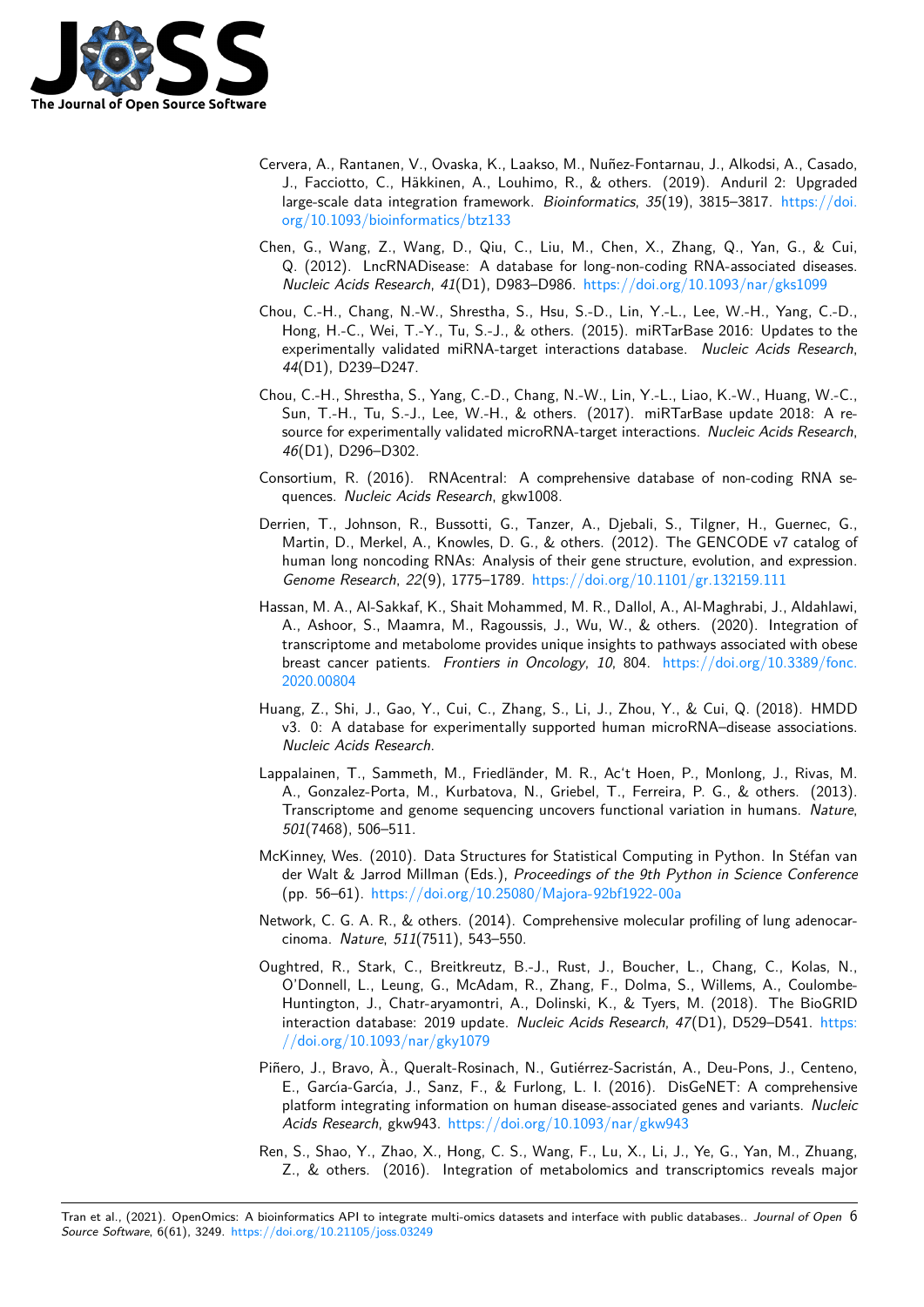Cervera, A., Rantanen, V., Ovaska, K., Laakso, M., Nuñez-Fontarnau, J., Alkodsi, A., Casado, J., Facciotto, C., Häkkinen, A., Louhimo, R., & others. (2019). Anduril 2: Upgraded large-scale data integration framework. *Bioinformatics*, *35*(19), 3815–3817. https://doi.org/10.1093/bioinformatics/btz133

Chen, G., Wang, Z., Wang, D., Qiu, C., Liu, M., Chen, X., Zhang, Q., Yan, G., & Cui, Q. (2012). LncRNADisease: A database for long-non-coding RNA-associated diseases. *Nucleic Acids Research*, *41*(D1), D983–D986. https://doi.org/10.1093/nar/gks1099

Chou, C.-H., Chang, N.-W., Shrestha, S., Hsu, S.-D., Lin, Y.-L., Lee, W.-H., Yang, C.-D., Hong, H.-C., Wei, T.-Y., Tu, S.-J., & others. (2015). miRTarBase 2016: Updates to the experimentally validated miRNA-target interactions database. *Nucleic Acids Research*, *44*(D1), D239–D247.

Chou, C.-H., Shrestha, S., Yang, C.-D., Chang, N.-W., Lin, Y.-L., Liao, K.-W., Huang, W.-C., Sun, T.-H., Tu, S.-J., Lee, W.-H., & others. (2017). miRTarBase update 2018: A resource for experimentally validated microRNA-target interactions. *Nucleic Acids Research*, *46*(D1), D296–D302.

Consortium, R. (2016). RNAcentral: A comprehensive database of non-coding RNA sequences. *Nucleic Acids Research*, gkw1008.

Derrien, T., Johnson, R., Bussotti, G., Tanzer, A., Djebali, S., Tilgner, H., Guernec, G., Martin, D., Merkel, A., Knowles, D. G., & others. (2012). The GENCODE v7 catalog of human long noncoding RNAs: Analysis of their gene structure, evolution, and expression. *Genome Research*, *22*(9), 1775–1789. https://doi.org/10.1101/gr.132159.111

Hassan, M. A., Al-Sakkaf, K., Shait Mohammed, M. R., Dallol, A., Al-Maghrabi, J., Aldahlawi, A., Ashoor, S., Maamra, M., Ragoussis, J., Wu, W., & others. (2020). Integration of transcriptome and metabolome provides unique insights to pathways associated with obese breast cancer patients. *Frontiers in Oncology*, *10*, 804. https://doi.org/10.3389/fonc.2020.00804

Huang, Z., Shi, J., Gao, Y., Cui, C., Zhang, S., Li, J., Zhou, Y., & Cui, Q. (2018). HMDD v3. 0: A database for experimentally supported human microRNA–disease associations. *Nucleic Acids Research*.

Lappalainen, T., Sammeth, M., Friedländer, M. R., Ac't Hoen, P., Monlong, J., Rivas, M. A., Gonzalez-Porta, M., Kurbatova, N., Griebel, T., Ferreira, P. G., & others. (2013). Transcriptome and genome sequencing uncovers functional variation in humans. *Nature*, *501*(7468), 506–511.

McKinney, Wes. (2010). Data Structures for Statistical Computing in Python. In Stéfan van der Walt & Jarrod Millman (Eds.), *Proceedings of the 9th Python in Science Conference* (pp. 56–61). https://doi.org/10.25080/Majora-92bf1922-00a

Network, C. G. A. R., & others. (2014). Comprehensive molecular profiling of lung adenocarcinoma. *Nature*, *511*(7511), 543–550.

Oughtred, R., Stark, C., Breitkreutz, B.-J., Rust, J., Boucher, L., Chang, C., Kolas, N., O'Donnell, L., Leung, G., McAdam, R., Zhang, F., Dolma, S., Willems, A., Coulombe-Huntington, J., Chatr-aryamontri, A., Dolinski, K., & Tyers, M. (2018). The BioGRID interaction database: 2019 update. *Nucleic Acids Research*, *47*(D1), D529–D541. https://doi.org/10.1093/nar/gky1079

Piñero, J., Bravo, À., Queralt-Rosinach, N., Gutiérrez-Sacristán, A., Deu-Pons, J., Centeno, E., García-García, J., Sanz, F., & Furlong, L. I. (2016). DisGeNET: A comprehensive platform integrating information on human disease-associated genes and variants. *Nucleic Acids Research*, gkw943. https://doi.org/10.1093/nar/gkw943

Ren, S., Shao, Y., Zhao, X., Hong, C. S., Wang, F., Lu, X., Li, J., Ye, G., Yan, M., Zhuang, Z., & others. (2016). Integration of metabolomics and transcriptomics reveals major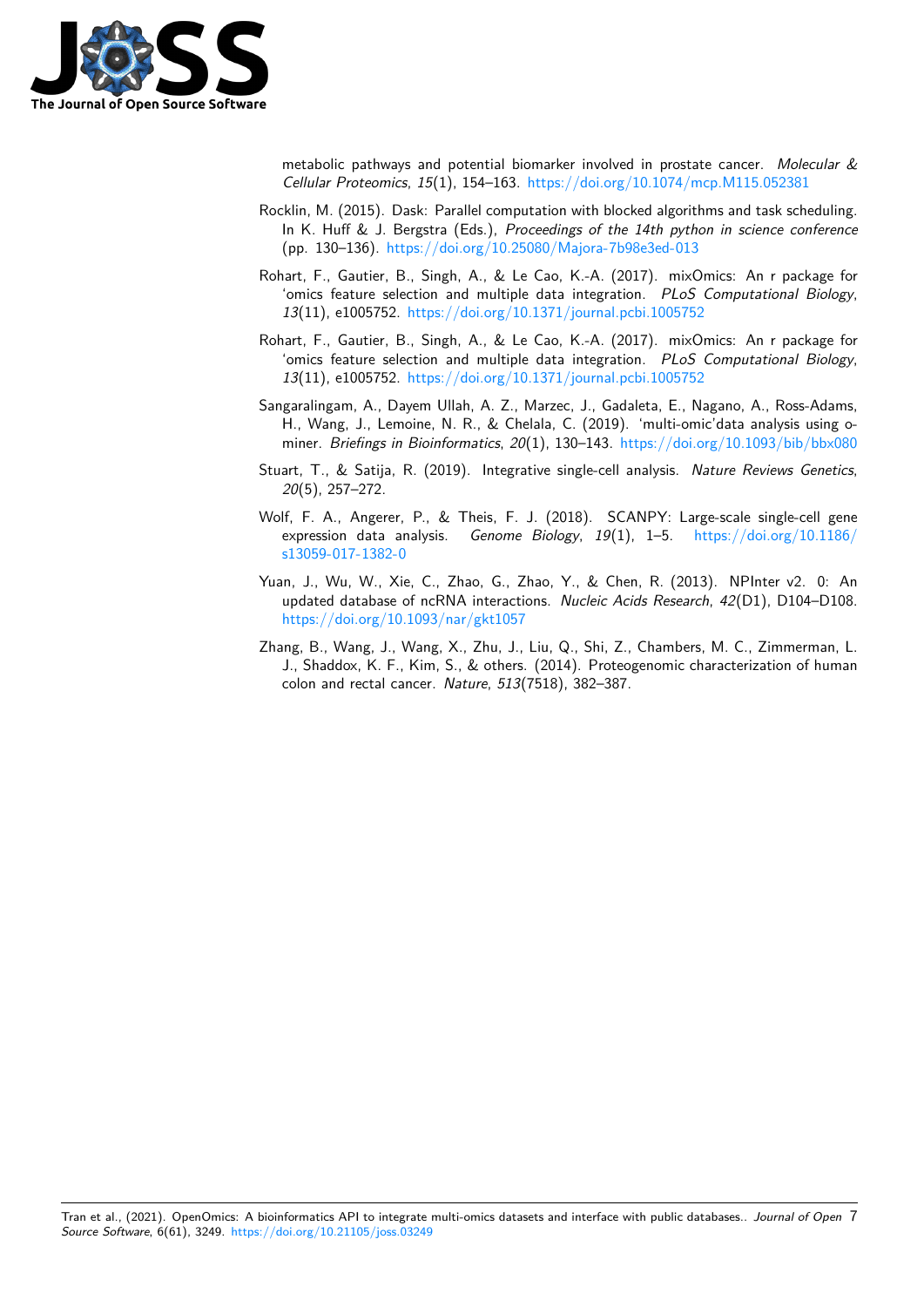metabolic pathways and potential biomarker involved in prostate cancer. *Molecular & Cellular Proteomics*, *15*(1), 154–163. https://doi.org/10.1074/mcp.M115.052381

Rocklin, M. (2015). Dask: Parallel computation with blocked algorithms and task scheduling. In K. Huff & J. Bergstra (Eds.), *Proceedings of the 14th python in science conference* (pp. 130–136). https://doi.org/10.25080/Majora-7b98e3ed-013

Rohart, F., Gautier, B., Singh, A., & Le Cao, K.-A. (2017). mixOmics: An r package for 'omics feature selection and multiple data integration. *PLoS Computational Biology*, *13*(11), e1005752. https://doi.org/10.1371/journal.pcbi.1005752

Rohart, F., Gautier, B., Singh, A., & Le Cao, K.-A. (2017). mixOmics: An r package for 'omics feature selection and multiple data integration. *PLoS Computational Biology*, *13*(11), e1005752. https://doi.org/10.1371/journal.pcbi.1005752

Sangaralingam, A., Dayem Ullah, A. Z., Marzec, J., Gadaleta, E., Nagano, A., Ross-Adams, H., Wang, J., Lemoine, N. R., & Chelala, C. (2019). 'multi-omic'data analysis using o-miner. *Briefings in Bioinformatics*, *20*(1), 130–143. https://doi.org/10.1093/bib/bbx080

Stuart, T., & Satija, R. (2019). Integrative single-cell analysis. *Nature Reviews Genetics*, *20*(5), 257–272.

Wolf, F. A., Angerer, P., & Theis, F. J. (2018). SCANPY: Large-scale single-cell gene expression data analysis. *Genome Biology*, *19*(1), 1–5. https://doi.org/10.1186/s13059-017-1382-0

Yuan, J., Wu, W., Xie, C., Zhao, G., Zhao, Y., & Chen, R. (2013). NPInter v2. 0: An updated database of ncRNA interactions. *Nucleic Acids Research*, *42*(D1), D104–D108. https://doi.org/10.1093/nar/gkt1057

Zhang, B., Wang, J., Wang, X., Zhu, J., Liu, Q., Shi, Z., Chambers, M. C., Zimmerman, L. J., Shaddox, K. F., Kim, S., & others. (2014). Proteogenomic characterization of human colon and rectal cancer. *Nature*, *513*(7518), 382–387.